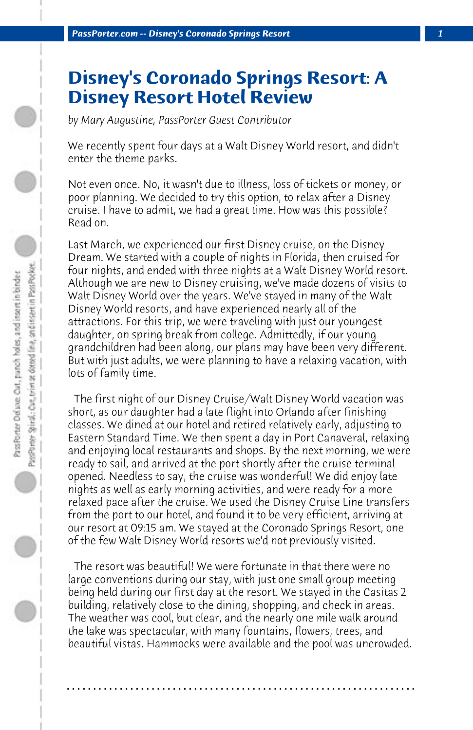# Disney's Coronado Springs Resort: A Disney Resort Hotel Review

*by Mary Augustine, PassPorter Guest Contributor*

We recently spent four days at a Walt Disney World resort, and didn't enter the theme parks.

Not even once. No, it wasn't due to illness, loss of tickets or money, or poor planning. We decided to try this option, to relax after a Disney cruise. I have to admit, we had a great time. How was this possible? Read on.

Last March, we experienced our first Disney cruise, on the Disney Dream. We started with a couple of nights in Florida, then cruised for four nights, and ended with three nights at a Walt Disney World resort. Although we are new to Disney cruising, we've made dozens of visits to Walt Disney World over the years. We've stayed in many of the Walt Disney World resorts, and have experienced nearly all of the attractions. For this trip, we were traveling with just our youngest daughter, on spring break from college. Admittedly, if our young grandchildren had been along, our plans may have been very different. But with just adults, we were planning to have a relaxing vacation, with lots of family time.

The first night of our Disney Cruise/Walt Disney World vacation was short, as our daughter had a late flight into Orlando after finishing classes. We dined at our hotel and retired relatively early, adjusting to Eastern Standard Time. We then spent a day in Port Canaveral, relaxing and enjoying local restaurants and shops. By the next morning, we were ready to sail, and arrived at the port shortly after the cruise terminal opened. Needless to say, the cruise was wonderful! We did enjoy late nights as well as early morning activities, and were ready for a more relaxed pace after the cruise. We used the Disney Cruise Line transfers from the port to our hotel, and found it to be very efficient, arriving at our resort at 09:15 am. We stayed at the Coronado Springs Resort, one of the few Walt Disney World resorts we'd not previously visited.

The resort was beautiful! We were fortunate in that there were no large conventions during our stay, with just one small group meeting being held during our first day at the resort. We stayed in the Casitas 2 building, relatively close to the dining, shopping, and check in areas. The weather was cool, but clear, and the nearly one mile walk around the lake was spectacular, with many fountains, flowers, trees, and beautiful vistas. Hammocks were available and the pool was uncrowded.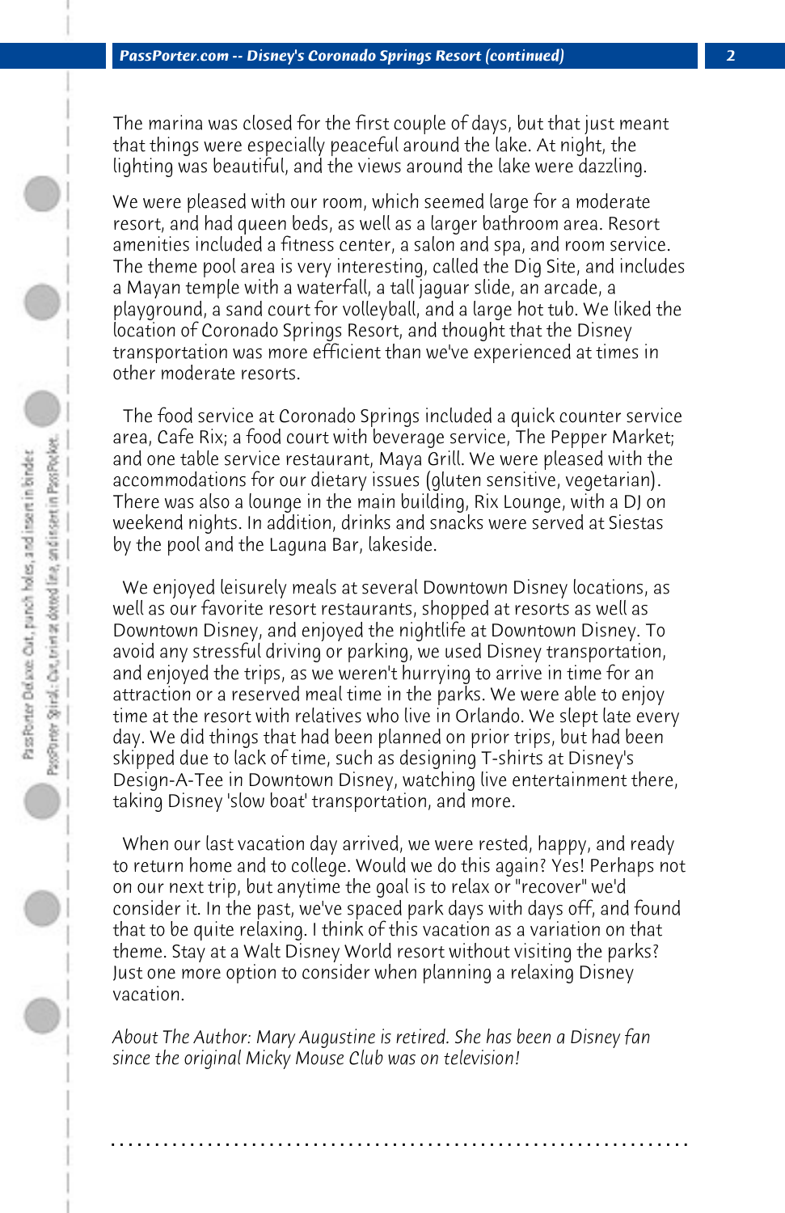The marina was closed for the first couple of days, but that just meant that things were especially peaceful around the lake. At night, the lighting was beautiful, and the views around the lake were dazzling.

We were pleased with our room, which seemed large for a moderate resort, and had queen beds, as well as a larger bathroom area. Resort amenities included a fitness center, a salon and spa, and room service. The theme pool area is very interesting, called the Dig Site, and includes a Mayan temple with a waterfall, a tall jaguar slide, an arcade, a playground, a sand court for volleyball, and a large hot tub. We liked the location of Coronado Springs Resort, and thought that the Disney transportation was more efficient than we've experienced at times in other moderate resorts.

The food service at Coronado Springs included a quick counter service area, Cafe Rix; a food court with beverage service, The Pepper Market; and one table service restaurant, Maya Grill. We were pleased with the accommodations for our dietary issues (gluten sensitive, vegetarian). There was also a lounge in the main building, Rix Lounge, with a DJ on weekend nights. In addition, drinks and snacks were served at Siestas by the pool and the Laguna Bar, lakeside.

We enjoyed leisurely meals at several Downtown Disney locations, as well as our favorite resort restaurants, shopped at resorts as well as Downtown Disney, and enjoyed the nightlife at Downtown Disney. To avoid any stressful driving or parking, we used Disney transportation, and enjoyed the trips, as we weren't hurrying to arrive in time for an attraction or a reserved meal time in the parks. We were able to enjoy time at the resort with relatives who live in Orlando. We slept late every day. We did things that had been planned on prior trips, but had been skipped due to lack of time, such as designing T-shirts at Disney's Design-A-Tee in Downtown Disney, watching live entertainment there, taking Disney 'slow boat' transportation, and more.

When our last vacation day arrived, we were rested, happy, and ready to return home and to college. Would we do this again? Yes! Perhaps not on our next trip, but anytime the goal is to relax or "recover" we'd consider it. In the past, we've spaced park days with days off, and found that to be quite relaxing. I think of this vacation as a variation on that theme. Stay at a Walt Disney World resort without visiting the parks? Just one more option to consider when planning a relaxing Disney vacation.

*About The Author: Mary Augustine is retired. She has been a Disney fan since the original Micky Mouse Club was on television!*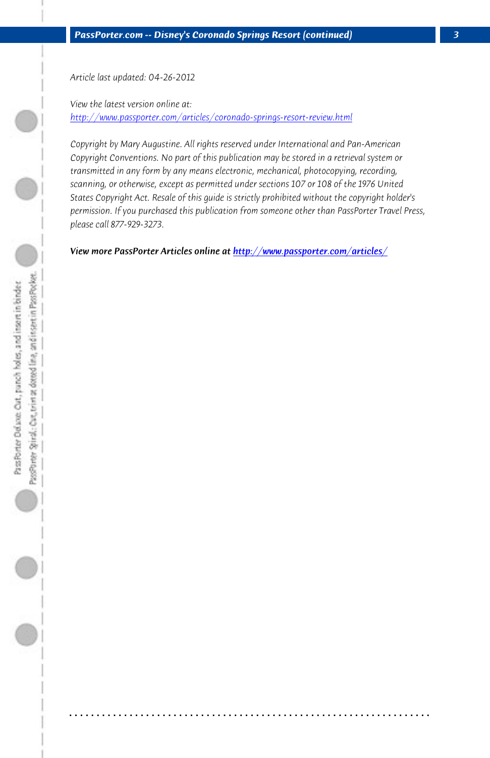*Article last updated: 04-26-2012*

*View the latest version online at:*
*http://www.passporter.com/articles/coronado-springs-resort-review.html*

*Copyright by Mary Augustine. All rights reserved under International and Pan-American Copyright Conventions. No part of this publication may be stored in a retrieval system or transmitted in any form by any means electronic, mechanical, photocopying, recording, scanning, or otherwise, except as permitted under sections 107 or 108 of the 1976 United States Copyright Act. Resale of this guide is strictly prohibited without the copyright holder's permission. If you purchased this publication from someone other than PassPorter Travel Press, please call 877-929-3273.*

***View more PassPorter Articles online at http://www.passporter.com/articles/***